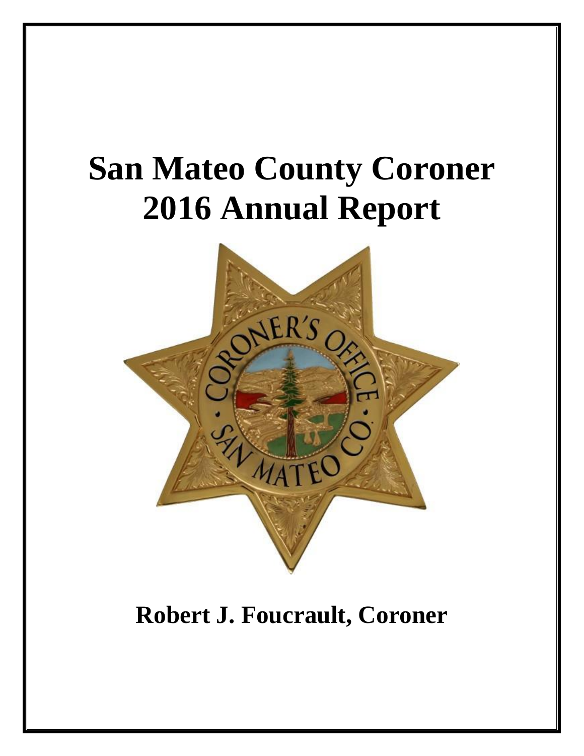# San Mateo County Coroner 2016 Annual Report

**Robert J. Foucrault, Coroner**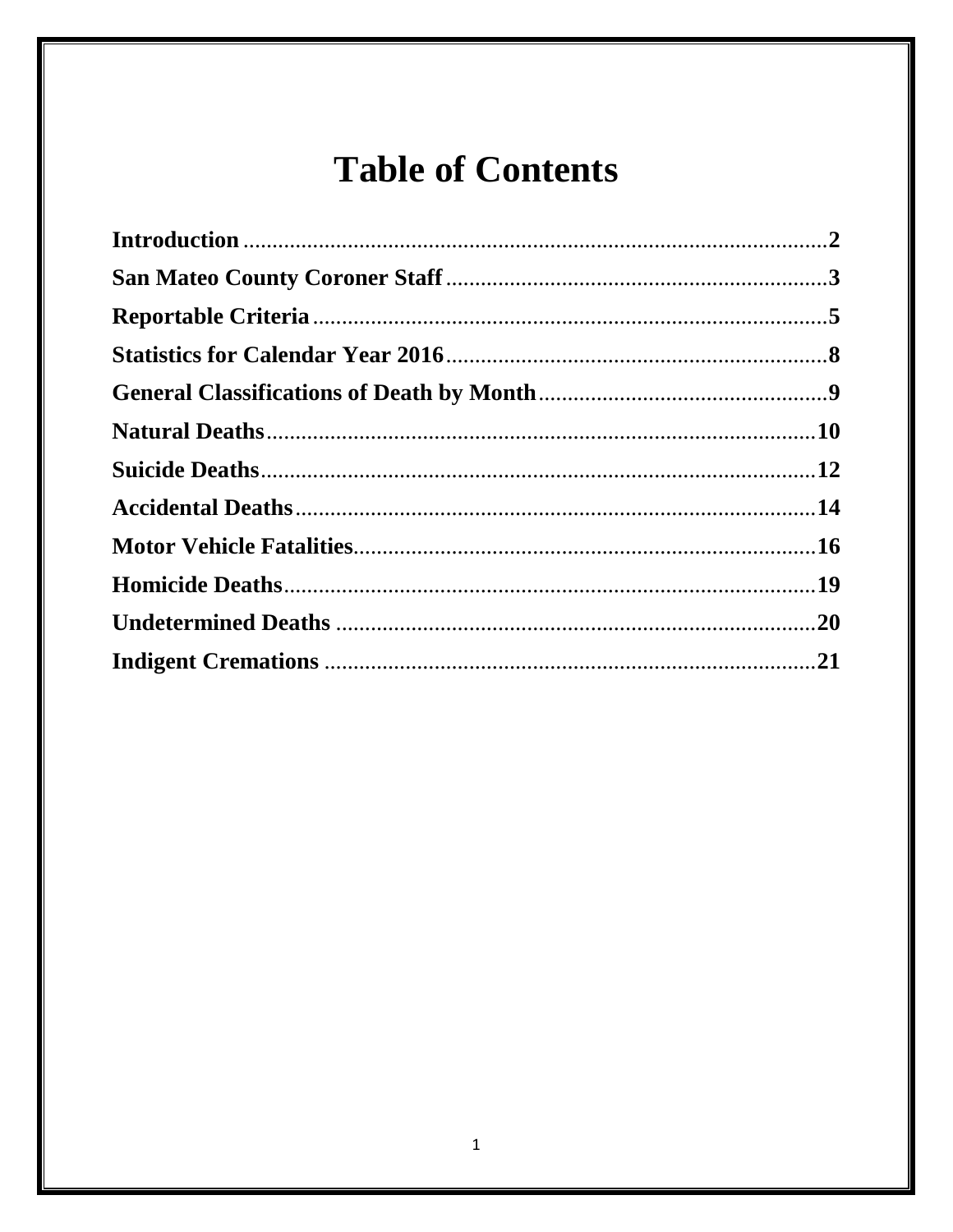# Table of Contents

**Introduction** ..... **2**

**San Mateo County Coroner Staff** ..... **3**

**Reportable Criteria** ..... **5**

**Statistics for Calendar Year 2016** ..... **8**

**General Classifications of Death by Month** ..... **9**

**Natural Deaths** ..... **10**

**Suicide Deaths** ..... **12**

**Accidental Deaths** ..... **14**

**Motor Vehicle Fatalities** ..... **16**

**Homicide Deaths** ..... **19**

**Undetermined Deaths** ..... **20**

**Indigent Cremations** ..... **21**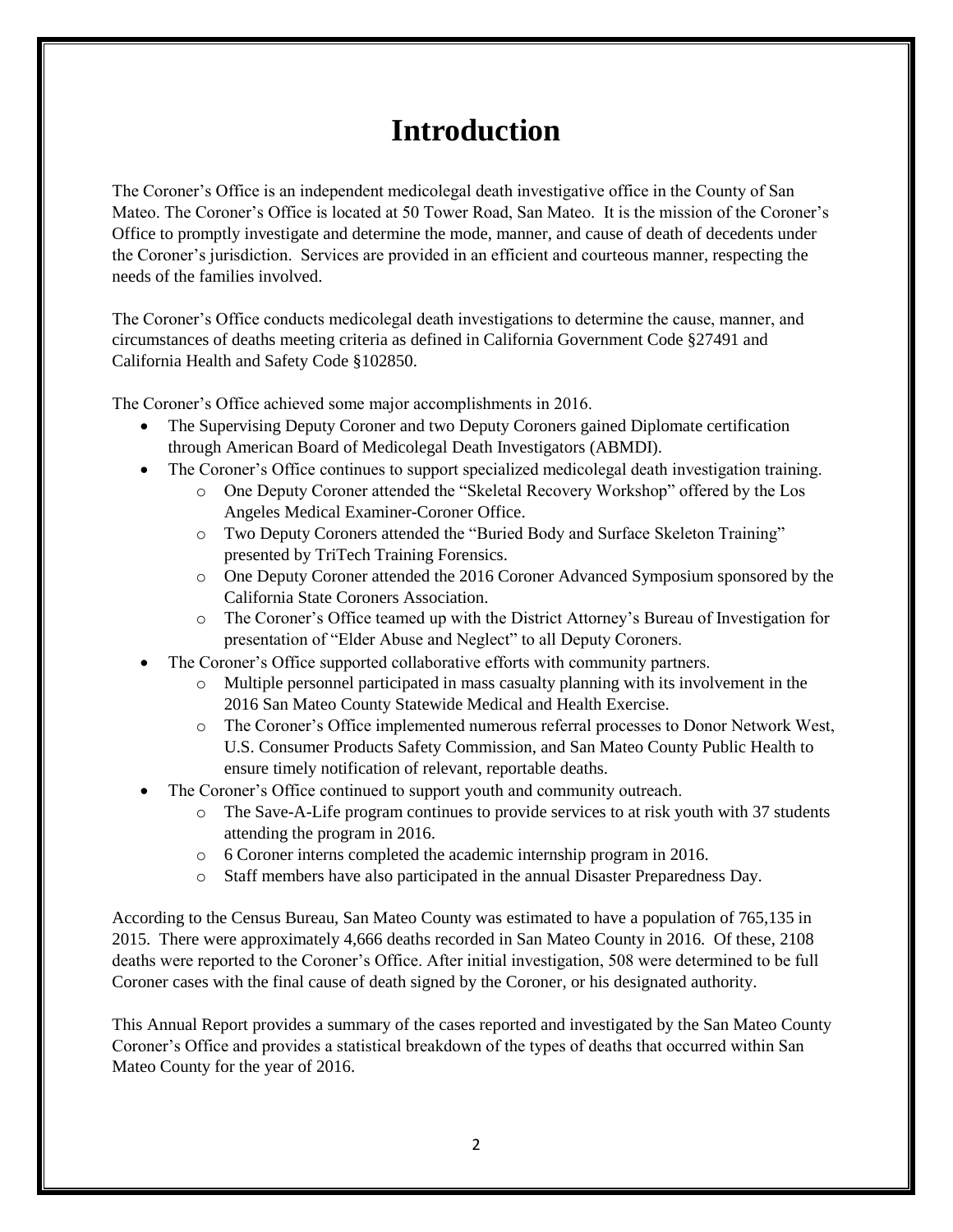# Introduction

The Coroner's Office is an independent medicolegal death investigative office in the County of San Mateo. The Coroner's Office is located at 50 Tower Road, San Mateo. It is the mission of the Coroner's Office to promptly investigate and determine the mode, manner, and cause of death of decedents under the Coroner's jurisdiction. Services are provided in an efficient and courteous manner, respecting the needs of the families involved.

The Coroner's Office conducts medicolegal death investigations to determine the cause, manner, and circumstances of deaths meeting criteria as defined in California Government Code §27491 and California Health and Safety Code §102850.

The Coroner's Office achieved some major accomplishments in 2016.

- The Supervising Deputy Coroner and two Deputy Coroners gained Diplomate certification through American Board of Medicolegal Death Investigators (ABMDI).
- The Coroner's Office continues to support specialized medicolegal death investigation training.
  - One Deputy Coroner attended the "Skeletal Recovery Workshop" offered by the Los Angeles Medical Examiner-Coroner Office.
  - Two Deputy Coroners attended the "Buried Body and Surface Skeleton Training" presented by TriTech Training Forensics.
  - One Deputy Coroner attended the 2016 Coroner Advanced Symposium sponsored by the California State Coroners Association.
  - The Coroner's Office teamed up with the District Attorney's Bureau of Investigation for presentation of "Elder Abuse and Neglect" to all Deputy Coroners.
- The Coroner's Office supported collaborative efforts with community partners.
  - Multiple personnel participated in mass casualty planning with its involvement in the 2016 San Mateo County Statewide Medical and Health Exercise.
  - The Coroner's Office implemented numerous referral processes to Donor Network West, U.S. Consumer Products Safety Commission, and San Mateo County Public Health to ensure timely notification of relevant, reportable deaths.
- The Coroner's Office continued to support youth and community outreach.
  - The Save-A-Life program continues to provide services to at risk youth with 37 students attending the program in 2016.
  - 6 Coroner interns completed the academic internship program in 2016.
  - Staff members have also participated in the annual Disaster Preparedness Day.

According to the Census Bureau, San Mateo County was estimated to have a population of 765,135 in 2015. There were approximately 4,666 deaths recorded in San Mateo County in 2016. Of these, 2108 deaths were reported to the Coroner's Office. After initial investigation, 508 were determined to be full Coroner cases with the final cause of death signed by the Coroner, or his designated authority.

This Annual Report provides a summary of the cases reported and investigated by the San Mateo County Coroner's Office and provides a statistical breakdown of the types of deaths that occurred within San Mateo County for the year of 2016.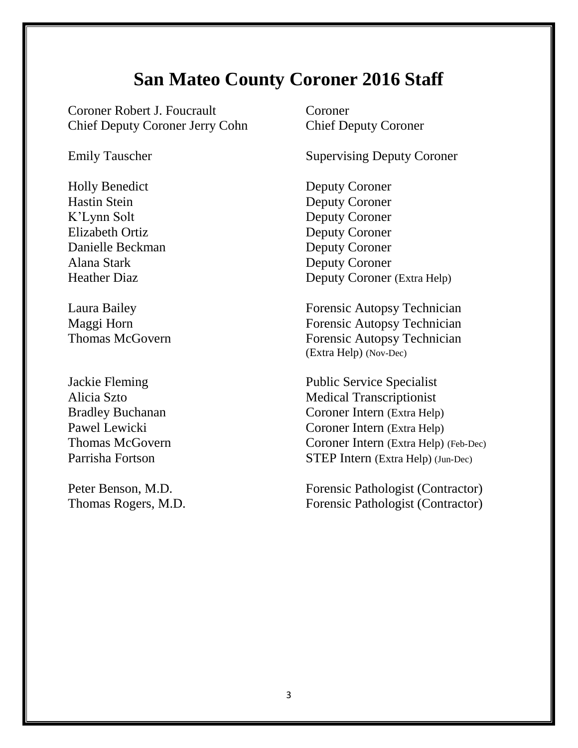# San Mateo County Coroner 2016 Staff

| Name | Title |
|---|---|
| Coroner Robert J. Foucrault | Coroner |
| Chief Deputy Coroner Jerry Cohn | Chief Deputy Coroner |
| Emily Tauscher | Supervising Deputy Coroner |
| Holly Benedict | Deputy Coroner |
| Hastin Stein | Deputy Coroner |
| K'Lynn Solt | Deputy Coroner |
| Elizabeth Ortiz | Deputy Coroner |
| Danielle Beckman | Deputy Coroner |
| Alana Stark | Deputy Coroner |
| Heather Diaz | Deputy Coroner (Extra Help) |
| Laura Bailey | Forensic Autopsy Technician |
| Maggi Horn | Forensic Autopsy Technician |
| Thomas McGovern | Forensic Autopsy Technician (Extra Help) (Nov-Dec) |
| Jackie Fleming | Public Service Specialist |
| Alicia Szto | Medical Transcriptionist |
| Bradley Buchanan | Coroner Intern (Extra Help) |
| Pawel Lewicki | Coroner Intern (Extra Help) |
| Thomas McGovern | Coroner Intern (Extra Help) (Feb-Dec) |
| Parrisha Fortson | STEP Intern (Extra Help) (Jun-Dec) |
| Peter Benson, M.D. | Forensic Pathologist (Contractor) |
| Thomas Rogers, M.D. | Forensic Pathologist (Contractor) |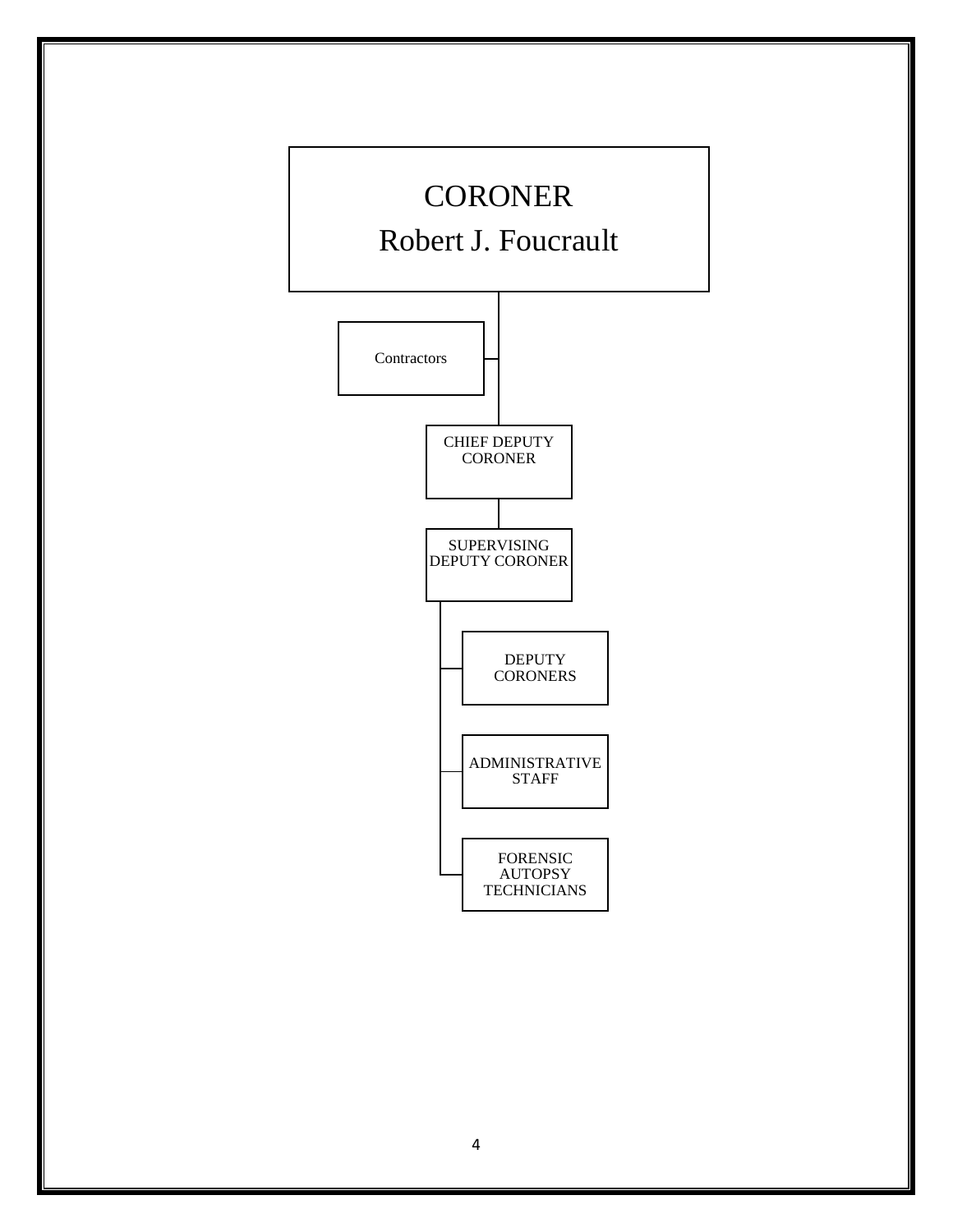CORONER

Robert J. Foucrault

- Contractors
- CHIEF DEPUTY CORONER
  - SUPERVISING DEPUTY CORONER
    - DEPUTY CORONERS
    - ADMINISTRATIVE STAFF
    - FORENSIC AUTOPSY TECHNICIANS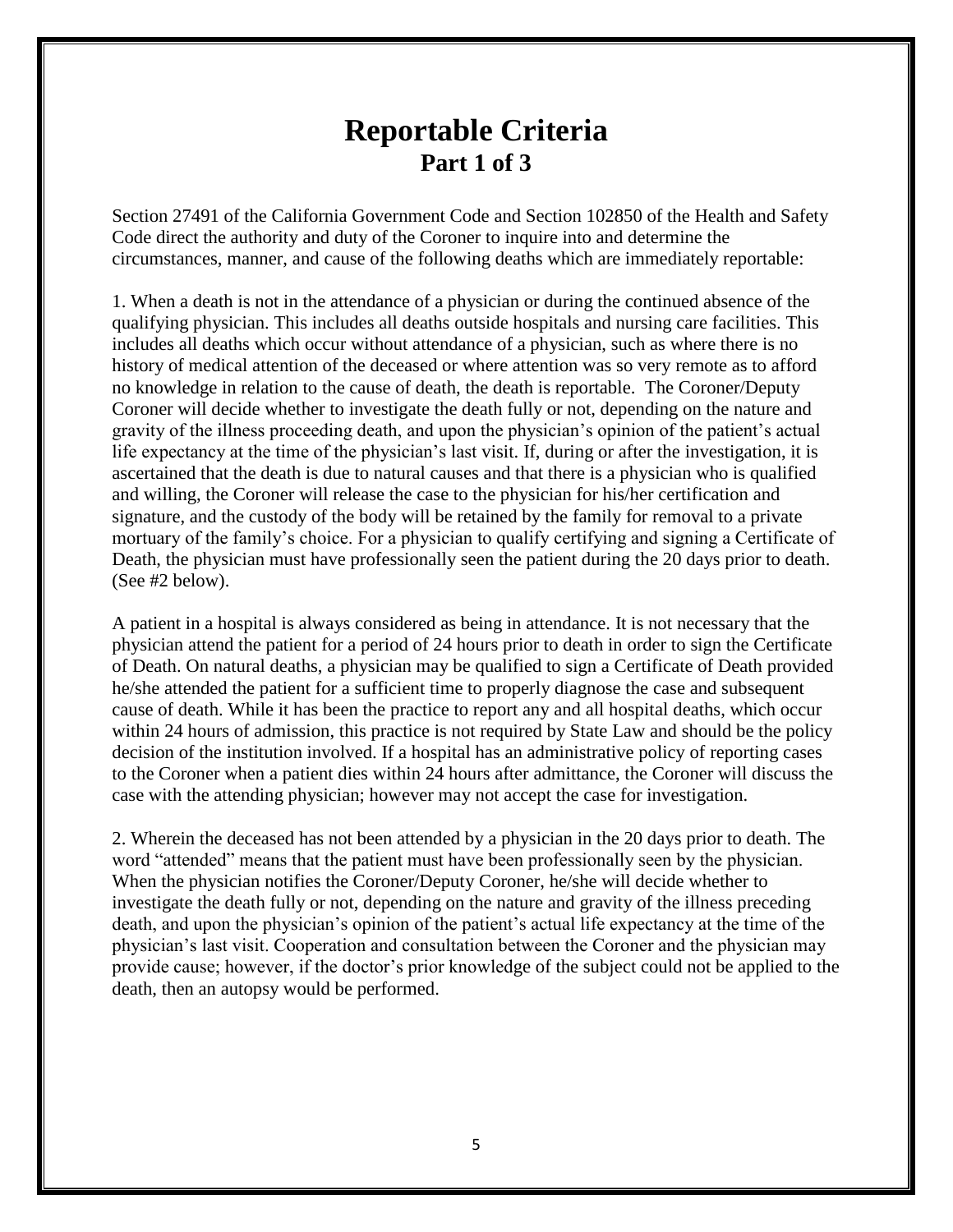# Reportable Criteria
## Part 1 of 3

Section 27491 of the California Government Code and Section 102850 of the Health and Safety Code direct the authority and duty of the Coroner to inquire into and determine the circumstances, manner, and cause of the following deaths which are immediately reportable:

1. When a death is not in the attendance of a physician or during the continued absence of the qualifying physician. This includes all deaths outside hospitals and nursing care facilities. This includes all deaths which occur without attendance of a physician, such as where there is no history of medical attention of the deceased or where attention was so very remote as to afford no knowledge in relation to the cause of death, the death is reportable. The Coroner/Deputy Coroner will decide whether to investigate the death fully or not, depending on the nature and gravity of the illness proceeding death, and upon the physician's opinion of the patient's actual life expectancy at the time of the physician's last visit. If, during or after the investigation, it is ascertained that the death is due to natural causes and that there is a physician who is qualified and willing, the Coroner will release the case to the physician for his/her certification and signature, and the custody of the body will be retained by the family for removal to a private mortuary of the family's choice. For a physician to qualify certifying and signing a Certificate of Death, the physician must have professionally seen the patient during the 20 days prior to death. (See #2 below).

A patient in a hospital is always considered as being in attendance. It is not necessary that the physician attend the patient for a period of 24 hours prior to death in order to sign the Certificate of Death. On natural deaths, a physician may be qualified to sign a Certificate of Death provided he/she attended the patient for a sufficient time to properly diagnose the case and subsequent cause of death. While it has been the practice to report any and all hospital deaths, which occur within 24 hours of admission, this practice is not required by State Law and should be the policy decision of the institution involved. If a hospital has an administrative policy of reporting cases to the Coroner when a patient dies within 24 hours after admittance, the Coroner will discuss the case with the attending physician; however may not accept the case for investigation.

2. Wherein the deceased has not been attended by a physician in the 20 days prior to death. The word "attended" means that the patient must have been professionally seen by the physician. When the physician notifies the Coroner/Deputy Coroner, he/she will decide whether to investigate the death fully or not, depending on the nature and gravity of the illness preceding death, and upon the physician's opinion of the patient's actual life expectancy at the time of the physician's last visit. Cooperation and consultation between the Coroner and the physician may provide cause; however, if the doctor's prior knowledge of the subject could not be applied to the death, then an autopsy would be performed.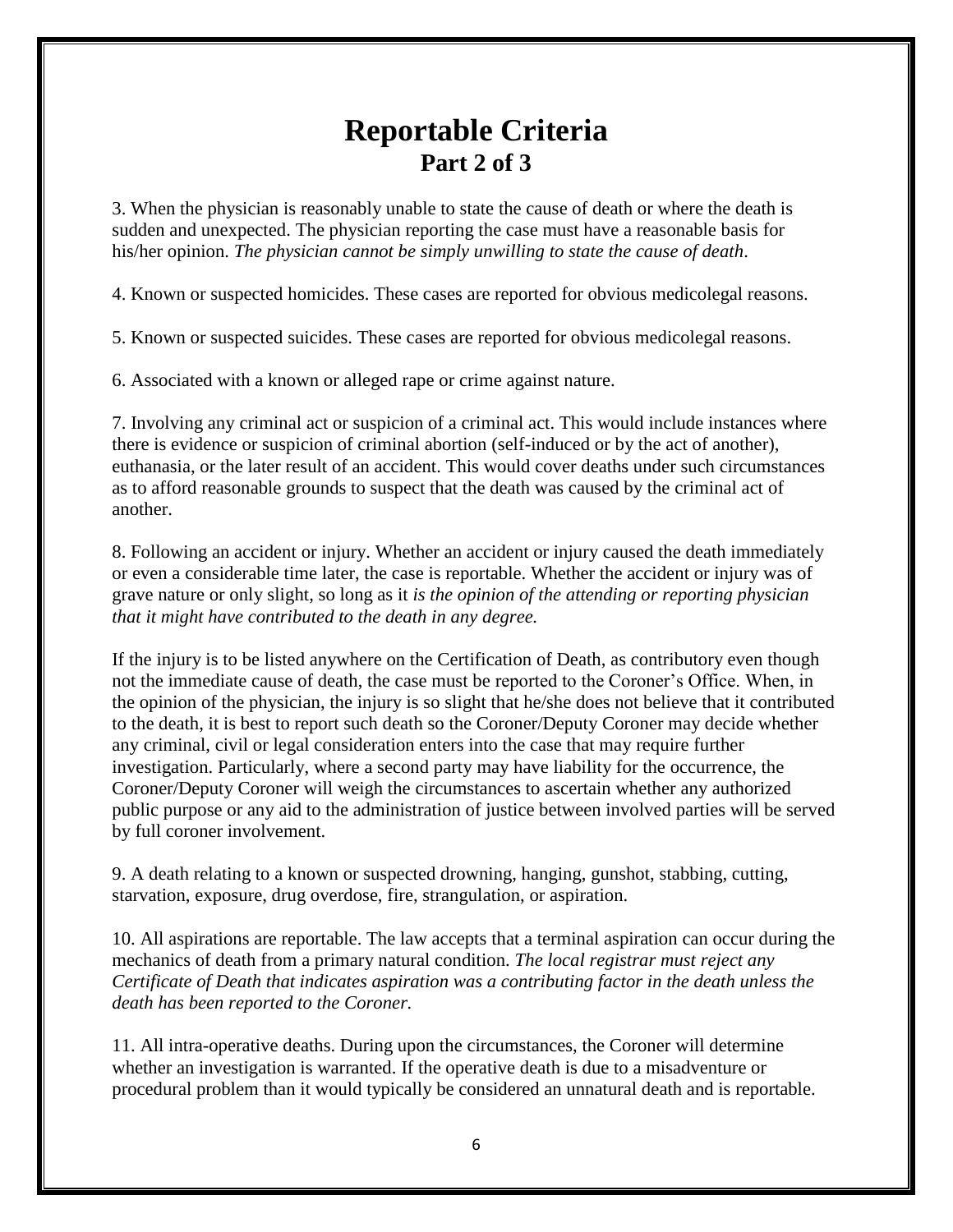# Reportable Criteria

## Part 2 of 3

3. When the physician is reasonably unable to state the cause of death or where the death is sudden and unexpected. The physician reporting the case must have a reasonable basis for his/her opinion. *The physician cannot be simply unwilling to state the cause of death*.

4. Known or suspected homicides. These cases are reported for obvious medicolegal reasons.

5. Known or suspected suicides. These cases are reported for obvious medicolegal reasons.

6. Associated with a known or alleged rape or crime against nature.

7. Involving any criminal act or suspicion of a criminal act. This would include instances where there is evidence or suspicion of criminal abortion (self-induced or by the act of another), euthanasia, or the later result of an accident. This would cover deaths under such circumstances as to afford reasonable grounds to suspect that the death was caused by the criminal act of another.

8. Following an accident or injury. Whether an accident or injury caused the death immediately or even a considerable time later, the case is reportable. Whether the accident or injury was of grave nature or only slight, so long as it *is the opinion of the attending or reporting physician that it might have contributed to the death in any degree.*

If the injury is to be listed anywhere on the Certification of Death, as contributory even though not the immediate cause of death, the case must be reported to the Coroner's Office. When, in the opinion of the physician, the injury is so slight that he/she does not believe that it contributed to the death, it is best to report such death so the Coroner/Deputy Coroner may decide whether any criminal, civil or legal consideration enters into the case that may require further investigation. Particularly, where a second party may have liability for the occurrence, the Coroner/Deputy Coroner will weigh the circumstances to ascertain whether any authorized public purpose or any aid to the administration of justice between involved parties will be served by full coroner involvement.

9. A death relating to a known or suspected drowning, hanging, gunshot, stabbing, cutting, starvation, exposure, drug overdose, fire, strangulation, or aspiration.

10. All aspirations are reportable. The law accepts that a terminal aspiration can occur during the mechanics of death from a primary natural condition. *The local registrar must reject any Certificate of Death that indicates aspiration was a contributing factor in the death unless the death has been reported to the Coroner.*

11. All intra-operative deaths. During upon the circumstances, the Coroner will determine whether an investigation is warranted. If the operative death is due to a misadventure or procedural problem than it would typically be considered an unnatural death and is reportable.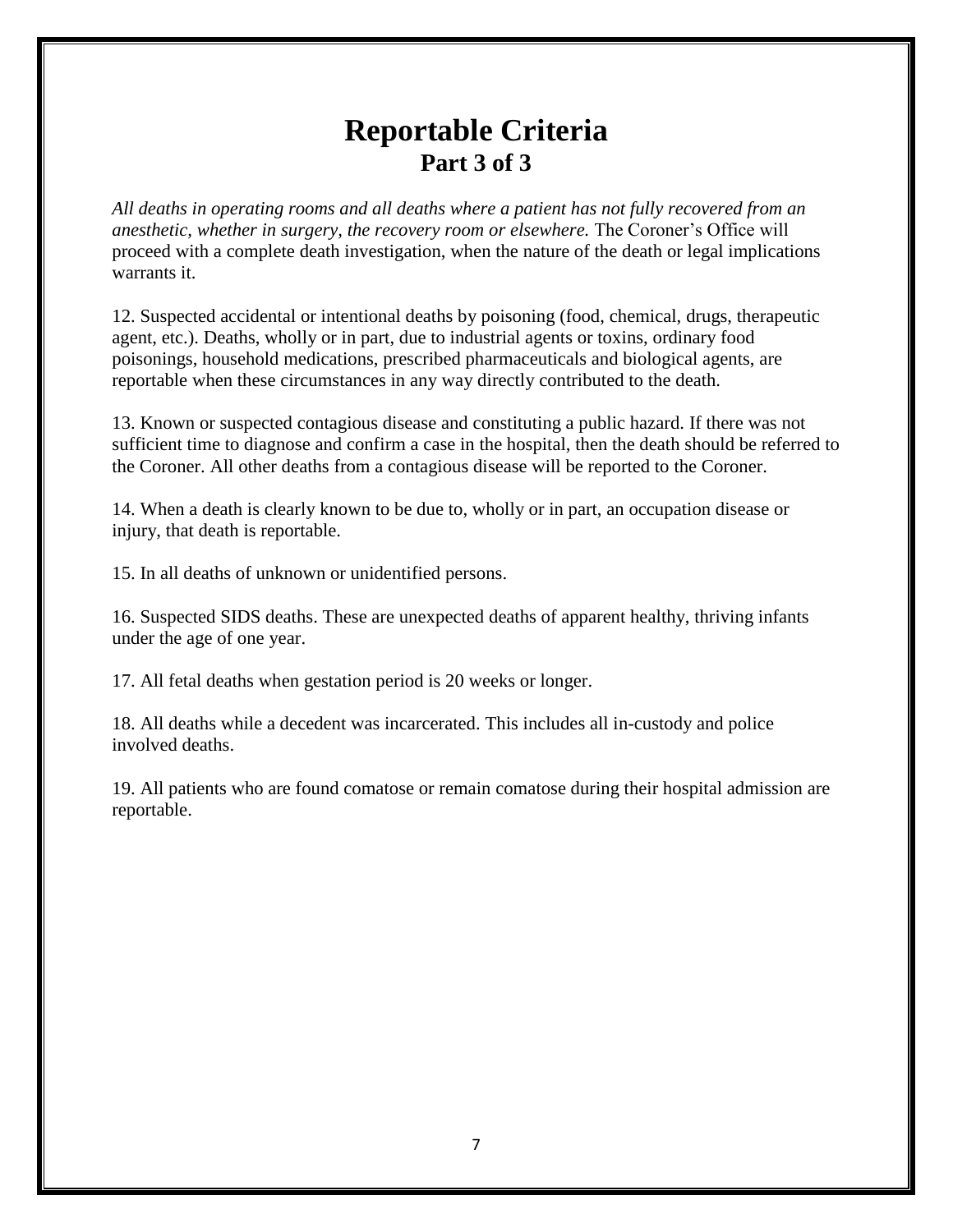# Reportable Criteria

## Part 3 of 3

*All deaths in operating rooms and all deaths where a patient has not fully recovered from an anesthetic, whether in surgery, the recovery room or elsewhere.* The Coroner's Office will proceed with a complete death investigation, when the nature of the death or legal implications warrants it.

12. Suspected accidental or intentional deaths by poisoning (food, chemical, drugs, therapeutic agent, etc.). Deaths, wholly or in part, due to industrial agents or toxins, ordinary food poisonings, household medications, prescribed pharmaceuticals and biological agents, are reportable when these circumstances in any way directly contributed to the death.

13. Known or suspected contagious disease and constituting a public hazard. If there was not sufficient time to diagnose and confirm a case in the hospital, then the death should be referred to the Coroner. All other deaths from a contagious disease will be reported to the Coroner.

14. When a death is clearly known to be due to, wholly or in part, an occupation disease or injury, that death is reportable.

15. In all deaths of unknown or unidentified persons.

16. Suspected SIDS deaths. These are unexpected deaths of apparent healthy, thriving infants under the age of one year.

17. All fetal deaths when gestation period is 20 weeks or longer.

18. All deaths while a decedent was incarcerated. This includes all in-custody and police involved deaths.

19. All patients who are found comatose or remain comatose during their hospital admission are reportable.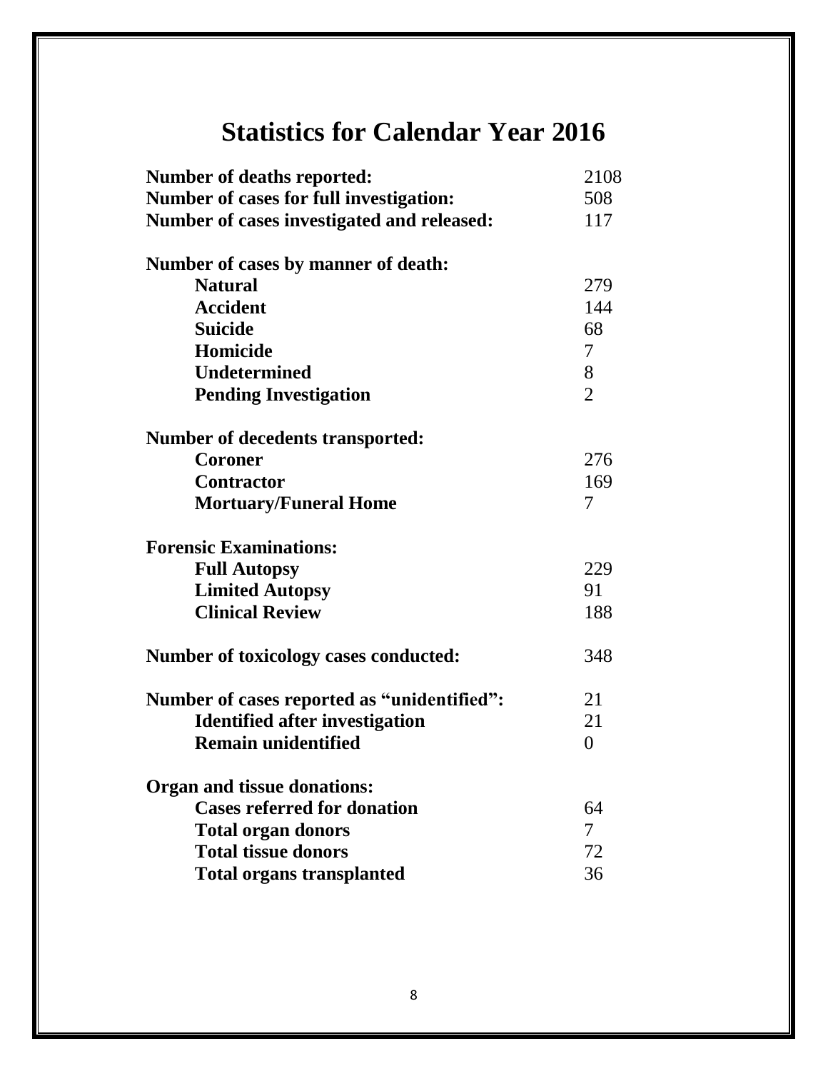# Statistics for Calendar Year 2016

| | |
|---|---|
| **Number of deaths reported:** | 2108 |
| **Number of cases for full investigation:** | 508 |
| **Number of cases investigated and released:** | 117 |
| | |
| **Number of cases by manner of death:** | |
| **Natural** | 279 |
| **Accident** | 144 |
| **Suicide** | 68 |
| **Homicide** | 7 |
| **Undetermined** | 8 |
| **Pending Investigation** | 2 |
| | |
| **Number of decedents transported:** | |
| **Coroner** | 276 |
| **Contractor** | 169 |
| **Mortuary/Funeral Home** | 7 |
| | |
| **Forensic Examinations:** | |
| **Full Autopsy** | 229 |
| **Limited Autopsy** | 91 |
| **Clinical Review** | 188 |
| | |
| **Number of toxicology cases conducted:** | 348 |
| | |
| **Number of cases reported as "unidentified":** | 21 |
| **Identified after investigation** | 21 |
| **Remain unidentified** | 0 |
| | |
| **Organ and tissue donations:** | |
| **Cases referred for donation** | 64 |
| **Total organ donors** | 7 |
| **Total tissue donors** | 72 |
| **Total organs transplanted** | 36 |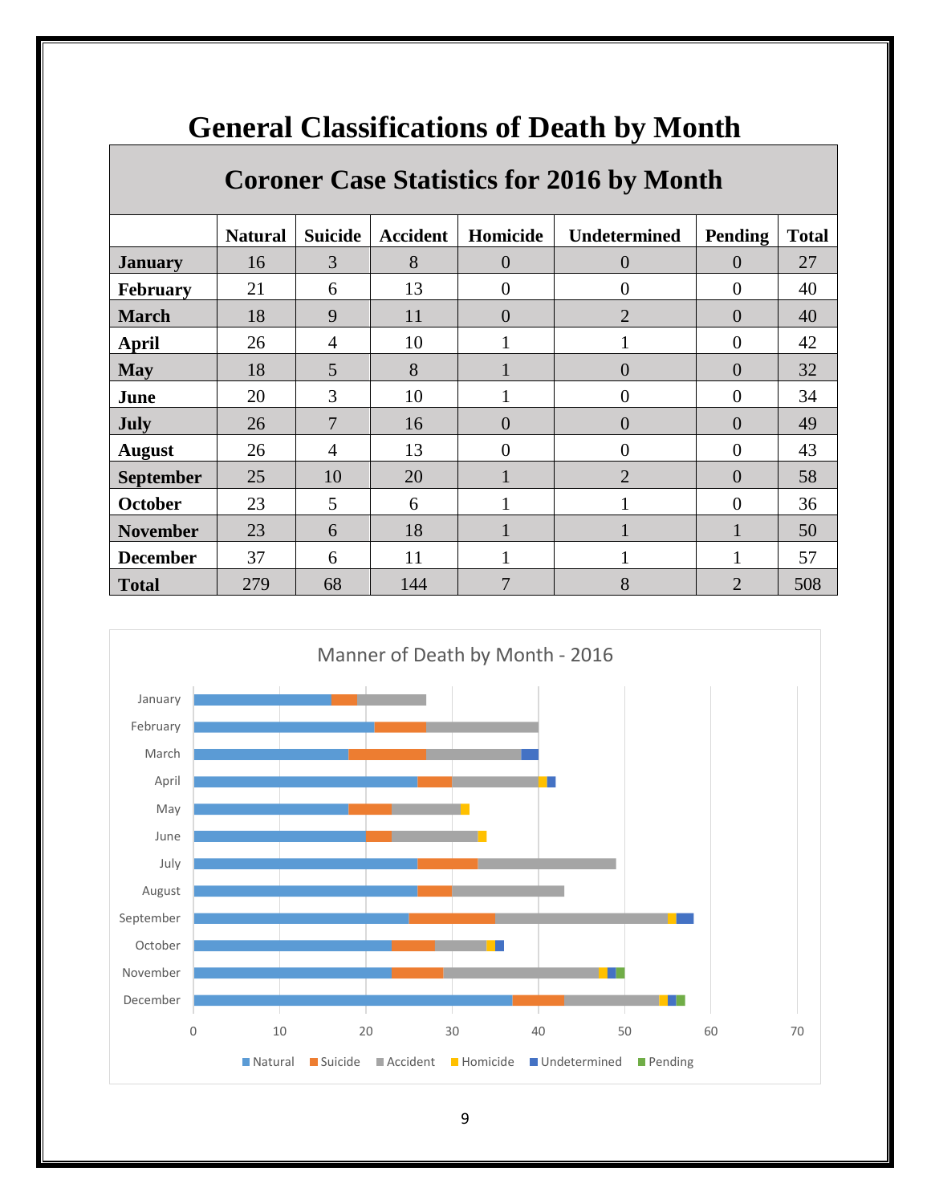# General Classifications of Death by Month

## Coroner Case Statistics for 2016 by Month

| | Natural | Suicide | Accident | Homicide | Undetermined | Pending | Total |
|---|---|---|---|---|---|---|---|
| **January** | 16 | 3 | 8 | 0 | 0 | 0 | 27 |
| **February** | 21 | 6 | 13 | 0 | 0 | 0 | 40 |
| **March** | 18 | 9 | 11 | 0 | 2 | 0 | 40 |
| **April** | 26 | 4 | 10 | 1 | 1 | 0 | 42 |
| **May** | 18 | 5 | 8 | 1 | 0 | 0 | 32 |
| **June** | 20 | 3 | 10 | 1 | 0 | 0 | 34 |
| **July** | 26 | 7 | 16 | 0 | 0 | 0 | 49 |
| **August** | 26 | 4 | 13 | 0 | 0 | 0 | 43 |
| **September** | 25 | 10 | 20 | 1 | 2 | 0 | 58 |
| **October** | 23 | 5 | 6 | 1 | 1 | 0 | 36 |
| **November** | 23 | 6 | 18 | 1 | 1 | 1 | 50 |
| **December** | 37 | 6 | 11 | 1 | 1 | 1 | 57 |
| **Total** | 279 | 68 | 144 | 7 | 8 | 2 | 508 |

Manner of Death by Month - 2016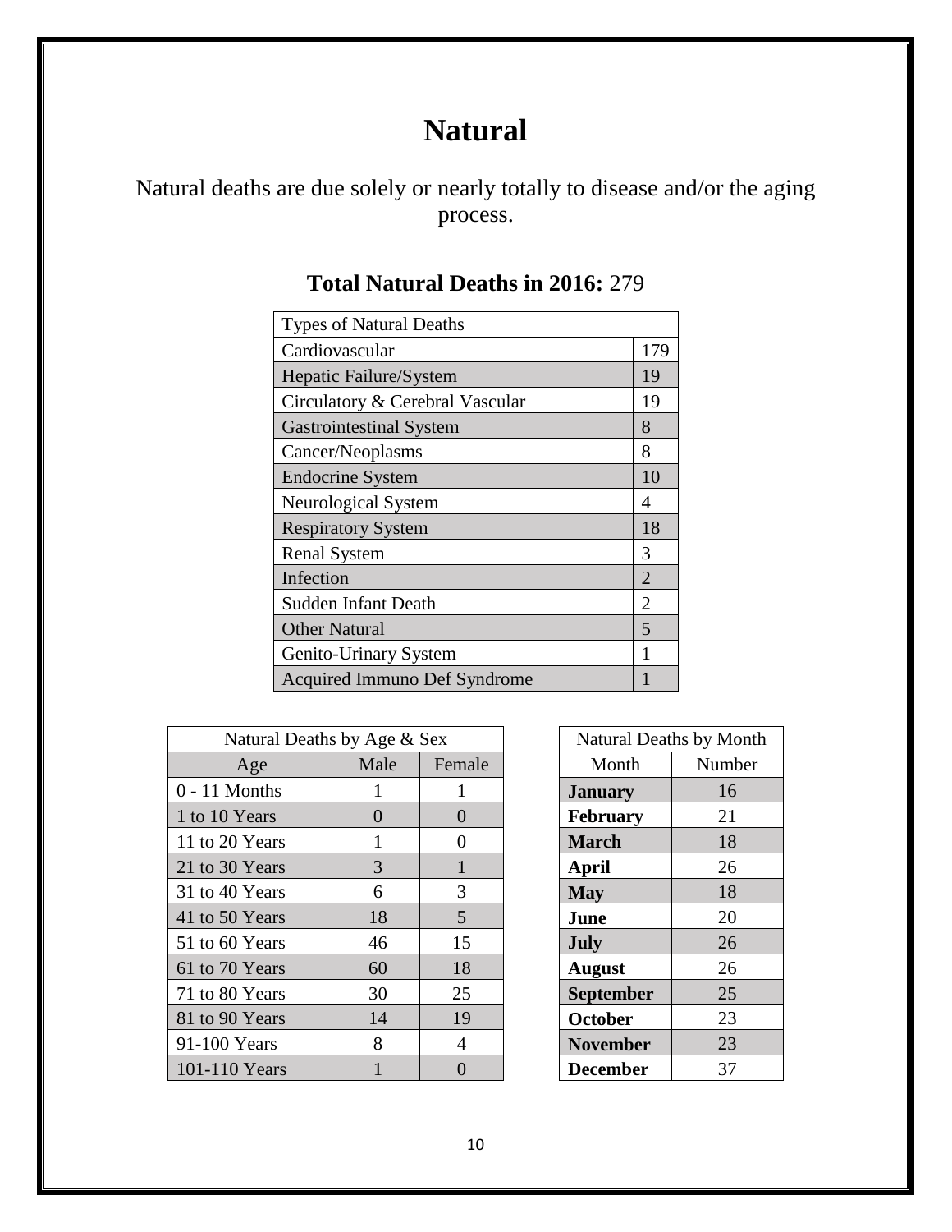# Natural

Natural deaths are due solely or nearly totally to disease and/or the aging process.

## Total Natural Deaths in 2016: 279

| Types of Natural Deaths | |
|---|---|
| Cardiovascular | 179 |
| Hepatic Failure/System | 19 |
| Circulatory & Cerebral Vascular | 19 |
| Gastrointestinal System | 8 |
| Cancer/Neoplasms | 8 |
| Endocrine System | 10 |
| Neurological System | 4 |
| Respiratory System | 18 |
| Renal System | 3 |
| Infection | 2 |
| Sudden Infant Death | 2 |
| Other Natural | 5 |
| Genito-Urinary System | 1 |
| Acquired Immuno Def Syndrome | 1 |

| Natural Deaths by Age & Sex | | |
|---|---|---|
| Age | Male | Female |
| 0 - 11 Months | 1 | 1 |
| 1 to 10 Years | 0 | 0 |
| 11 to 20 Years | 1 | 0 |
| 21 to 30 Years | 3 | 1 |
| 31 to 40 Years | 6 | 3 |
| 41 to 50 Years | 18 | 5 |
| 51 to 60 Years | 46 | 15 |
| 61 to 70 Years | 60 | 18 |
| 71 to 80 Years | 30 | 25 |
| 81 to 90 Years | 14 | 19 |
| 91-100 Years | 8 | 4 |
| 101-110 Years | 1 | 0 |

| Natural Deaths by Month | |
|---|---|
| Month | Number |
| **January** | 16 |
| **February** | 21 |
| **March** | 18 |
| **April** | 26 |
| **May** | 18 |
| **June** | 20 |
| **July** | 26 |
| **August** | 26 |
| **September** | 25 |
| **October** | 23 |
| **November** | 23 |
| **December** | 37 |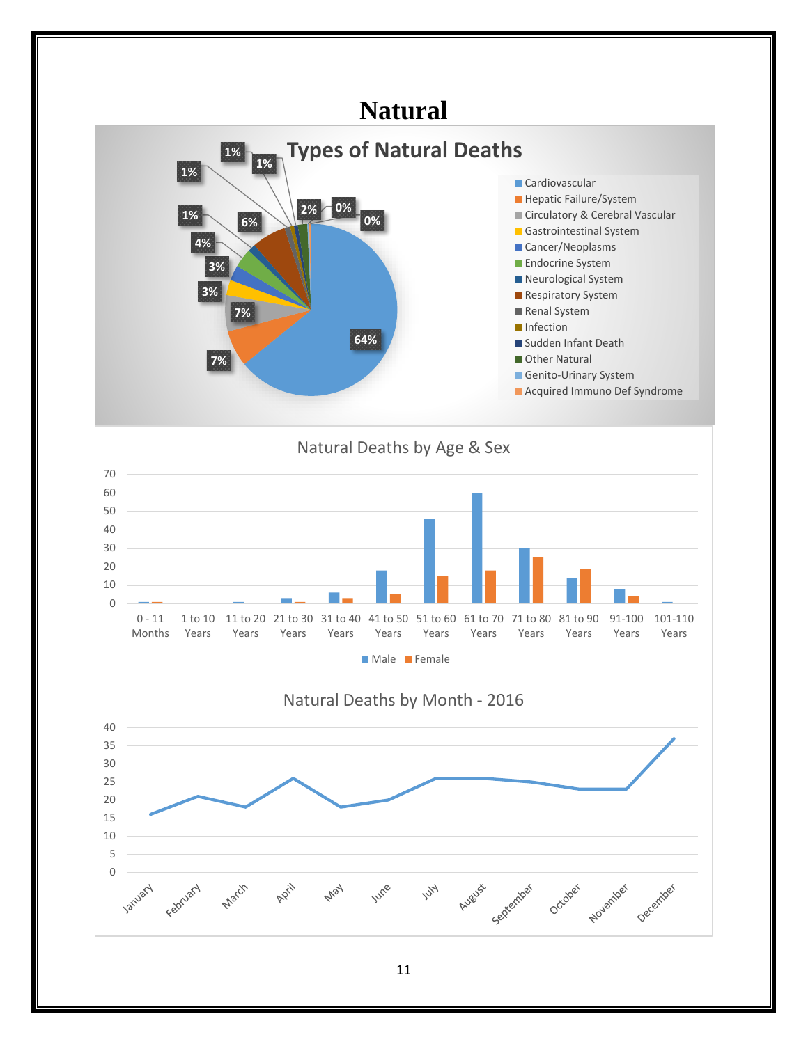# Natural

**Types of Natural Deaths**

- Cardiovascular
- Hepatic Failure/System
- Circulatory & Cerebral Vascular
- Gastrointestinal System
- Cancer/Neoplasms
- Endocrine System
- Neurological System
- Respiratory System
- Renal System
- Infection
- Sudden Infant Death
- Other Natural
- Genito-Urinary System
- Acquired Immuno Def Syndrome

Data labels: 64%, 7%, 7%, 3%, 3%, 4%, 1%, 6%, 1%, 1%, 1%, 2%, 0%, 0%

**Natural Deaths by Age & Sex**

0 - 11 Months, 1 to 10 Years, 11 to 20 Years, 21 to 30 Years, 31 to 40 Years, 41 to 50 Years, 51 to 60 Years, 61 to 70 Years, 71 to 80 Years, 81 to 90 Years, 91-100 Years, 101-110 Years

Male, Female

**Natural Deaths by Month - 2016**

January, February, March, April, May, June, July, August, September, October, November, December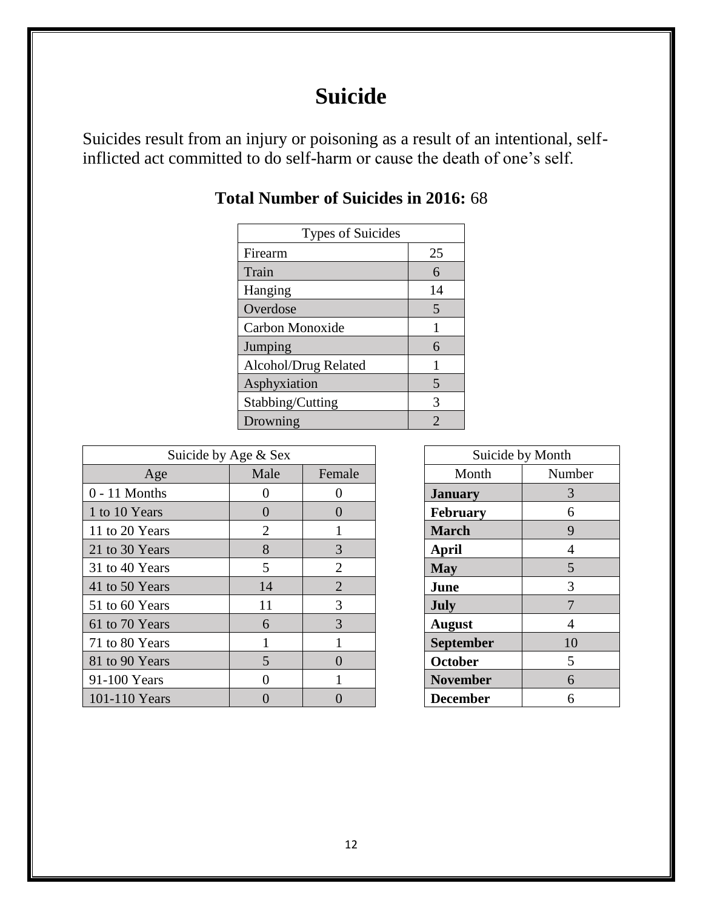# Suicide

Suicides result from an injury or poisoning as a result of an intentional, self-inflicted act committed to do self-harm or cause the death of one's self.

**Total Number of Suicides in 2016:** 68

| Types of Suicides | |
|---|---|
| Firearm | 25 |
| Train | 6 |
| Hanging | 14 |
| Overdose | 5 |
| Carbon Monoxide | 1 |
| Jumping | 6 |
| Alcohol/Drug Related | 1 |
| Asphyxiation | 5 |
| Stabbing/Cutting | 3 |
| Drowning | 2 |

| Suicide by Age & Sex | | |
|---|---|---|
| Age | Male | Female |
| 0 - 11 Months | 0 | 0 |
| 1 to 10 Years | 0 | 0 |
| 11 to 20 Years | 2 | 1 |
| 21 to 30 Years | 8 | 3 |
| 31 to 40 Years | 5 | 2 |
| 41 to 50 Years | 14 | 2 |
| 51 to 60 Years | 11 | 3 |
| 61 to 70 Years | 6 | 3 |
| 71 to 80 Years | 1 | 1 |
| 81 to 90 Years | 5 | 0 |
| 91-100 Years | 0 | 1 |
| 101-110 Years | 0 | 0 |

| Suicide by Month | |
|---|---|
| Month | Number |
| **January** | 3 |
| **February** | 6 |
| **March** | 9 |
| **April** | 4 |
| **May** | 5 |
| **June** | 3 |
| **July** | 7 |
| **August** | 4 |
| **September** | 10 |
| **October** | 5 |
| **November** | 6 |
| **December** | 6 |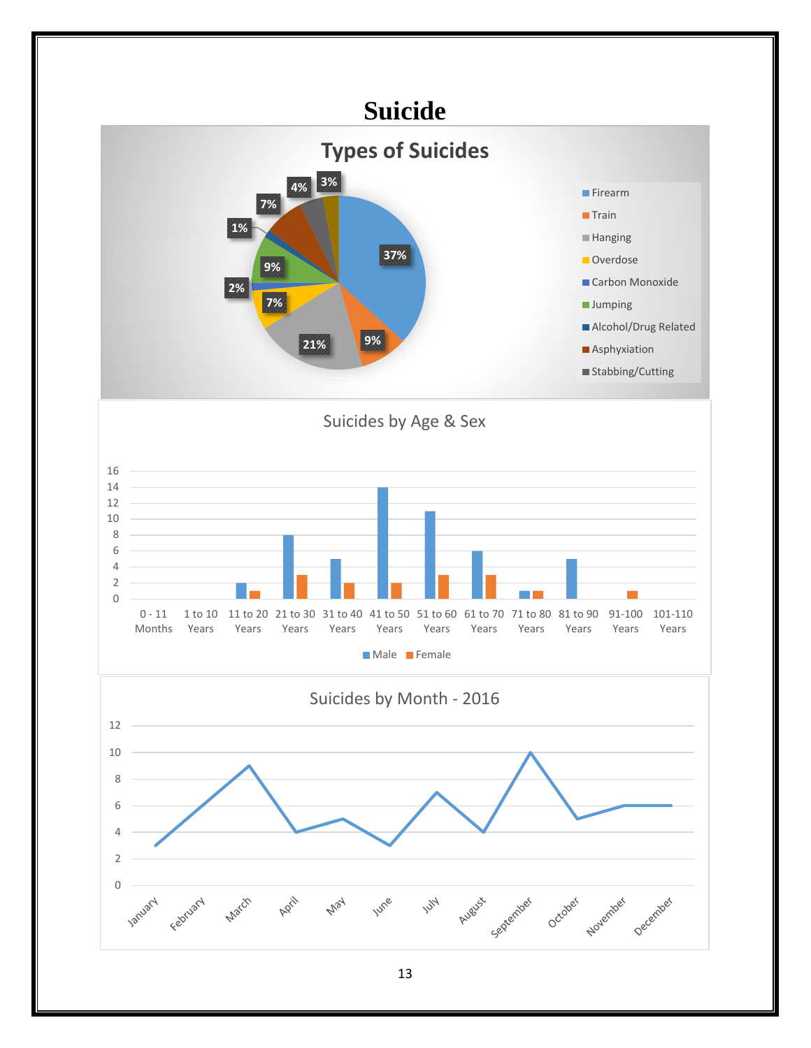# Suicide

## Types of Suicides

| Type | Percentage |
|---|---|
| Firearm | 37% |
| Train | 9% |
| Hanging | 21% |
| Overdose | 7% |
| Carbon Monoxide | 2% |
| Jumping | 9% |
| Alcohol/Drug Related | 1% |
| Asphyxiation | 7% |
| Stabbing/Cutting | 4% |
| (unlabeled) | 3% |

## Suicides by Age & Sex

| Age | Male | Female |
|---|---|---|
| 0 - 11 Months | 0 | 0 |
| 1 to 10 Years | 0 | 0 |
| 11 to 20 Years | 2 | 1 |
| 21 to 30 Years | 8 | 3 |
| 31 to 40 Years | 5 | 2 |
| 41 to 50 Years | 14 | 2 |
| 51 to 60 Years | 11 | 3 |
| 61 to 70 Years | 6 | 3 |
| 71 to 80 Years | 1 | 1 |
| 81 to 90 Years | 5 | 0 |
| 91-100 Years | 0 | 1 |
| 101-110 Years | 0 | 0 |

## Suicides by Month - 2016

| Month | Suicides |
|---|---|
| January | 3 |
| February | 6 |
| March | 9 |
| April | 4 |
| May | 5 |
| June | 3 |
| July | 7 |
| August | 4 |
| September | 10 |
| October | 5 |
| November | 6 |
| December | 6 |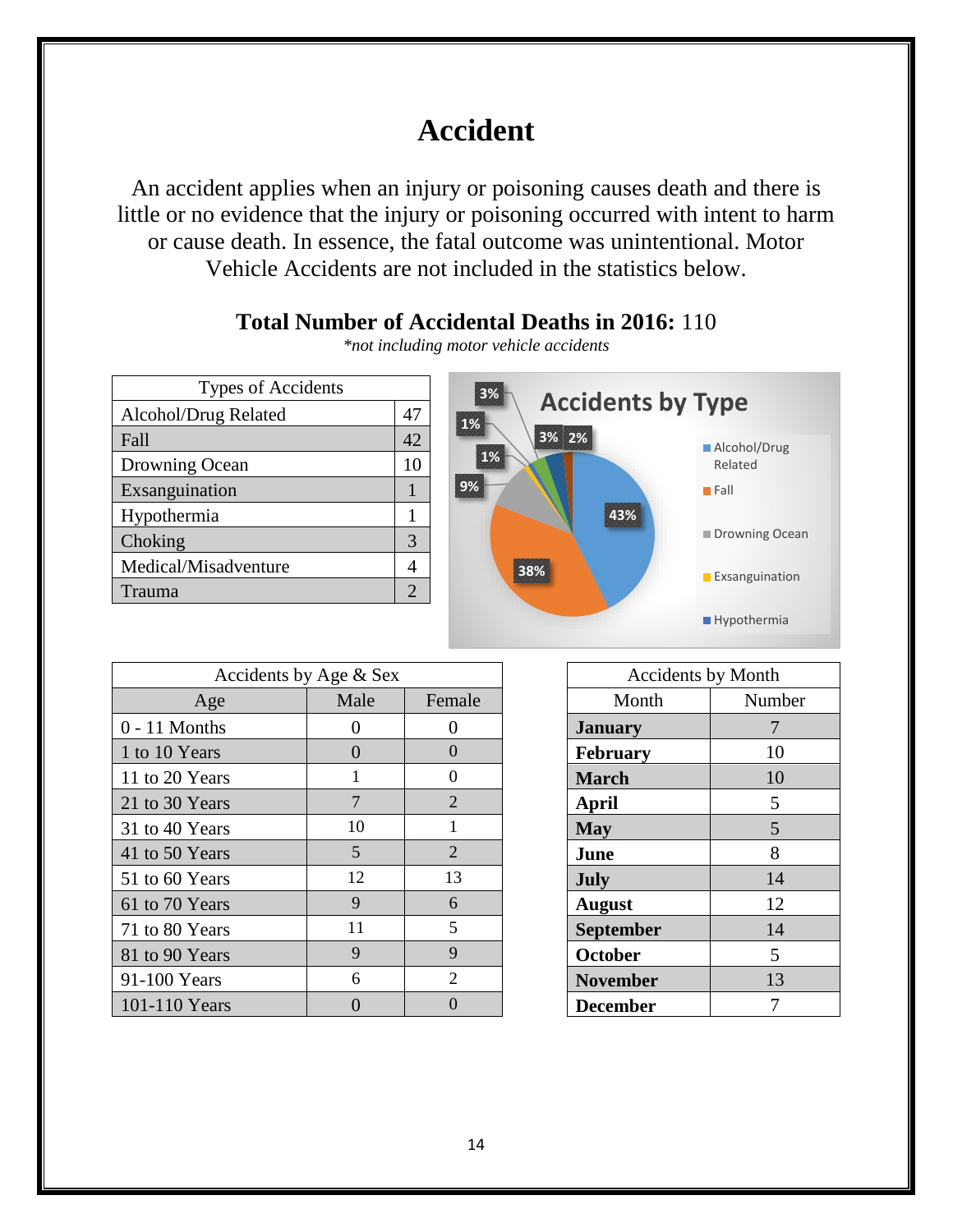# Accident

An accident applies when an injury or poisoning causes death and there is little or no evidence that the injury or poisoning occurred with intent to harm or cause death. In essence, the fatal outcome was unintentional. Motor Vehicle Accidents are not included in the statistics below.

**Total Number of Accidental Deaths in 2016:** 110

*\*not including motor vehicle accidents*

| Types of Accidents | |
|---|---|
| Alcohol/Drug Related | 47 |
| Fall | 42 |
| Drowning Ocean | 10 |
| Exsanguination | 1 |
| Hypothermia | 1 |
| Choking | 3 |
| Medical/Misadventure | 4 |
| Trauma | 2 |

**Accidents by Type**

- Alcohol/Drug Related: 43%
- Fall: 38%
- Drowning Ocean: 9%
- Exsanguination: 1%
- Hypothermia: 1%
- 3%
- 3%
- 2%

| Accidents by Age & Sex | | |
|---|---|---|
| Age | Male | Female |
| 0 - 11 Months | 0 | 0 |
| 1 to 10 Years | 0 | 0 |
| 11 to 20 Years | 1 | 0 |
| 21 to 30 Years | 7 | 2 |
| 31 to 40 Years | 10 | 1 |
| 41 to 50 Years | 5 | 2 |
| 51 to 60 Years | 12 | 13 |
| 61 to 70 Years | 9 | 6 |
| 71 to 80 Years | 11 | 5 |
| 81 to 90 Years | 9 | 9 |
| 91-100 Years | 6 | 2 |
| 101-110 Years | 0 | 0 |

| Accidents by Month | |
|---|---|
| Month | Number |
| **January** | 7 |
| **February** | 10 |
| **March** | 10 |
| **April** | 5 |
| **May** | 5 |
| **June** | 8 |
| **July** | 14 |
| **August** | 12 |
| **September** | 14 |
| **October** | 5 |
| **November** | 13 |
| **December** | 7 |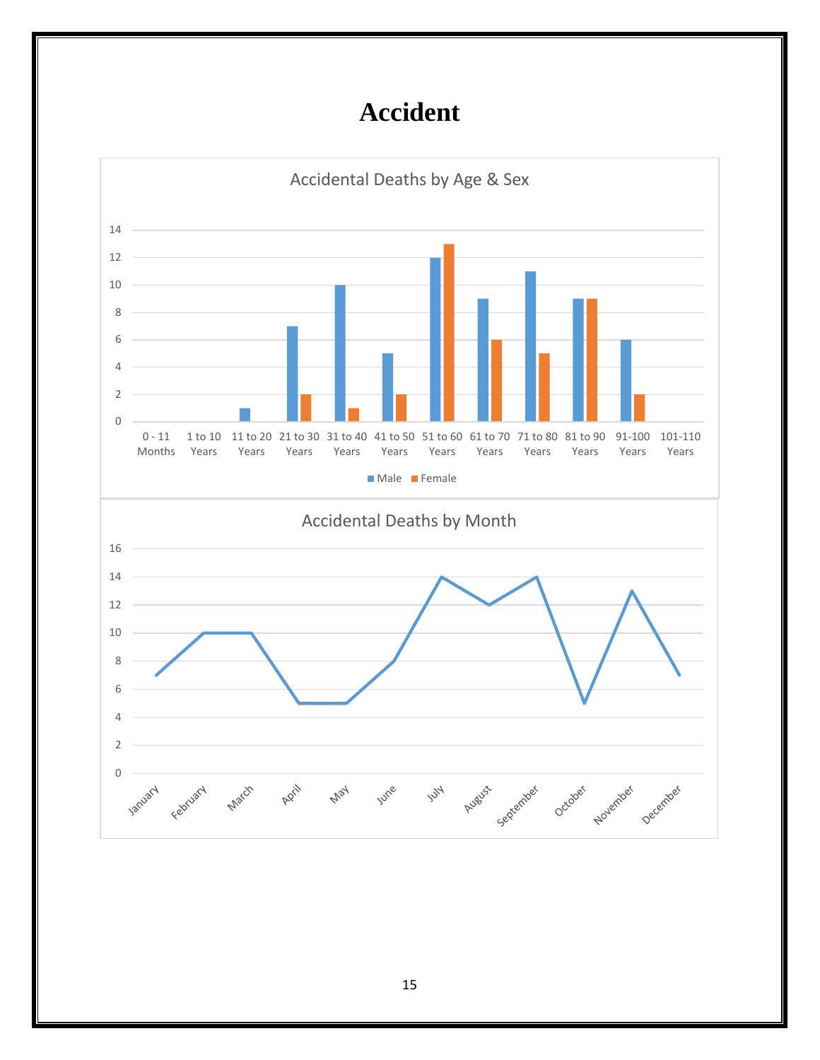# Accident

## Accidental Deaths by Age & Sex

| Age Group | Male | Female |
|---|---|---|
| 0 - 11 Months | | |
| 1 to 10 Years | | |
| 11 to 20 Years | 1 | |
| 21 to 30 Years | 7 | 2 |
| 31 to 40 Years | 10 | 1 |
| 41 to 50 Years | 5 | 2 |
| 51 to 60 Years | 12 | 13 |
| 61 to 70 Years | 9 | 6 |
| 71 to 80 Years | 11 | 5 |
| 81 to 90 Years | 9 | 9 |
| 91-100 Years | 6 | 2 |
| 101-110 Years | | |

## Accidental Deaths by Month

| Month | Deaths |
|---|---|
| January | 7 |
| February | 10 |
| March | 10 |
| April | 5 |
| May | 5 |
| June | 8 |
| July | 14 |
| August | 12 |
| September | 14 |
| October | 5 |
| November | 13 |
| December | 7 |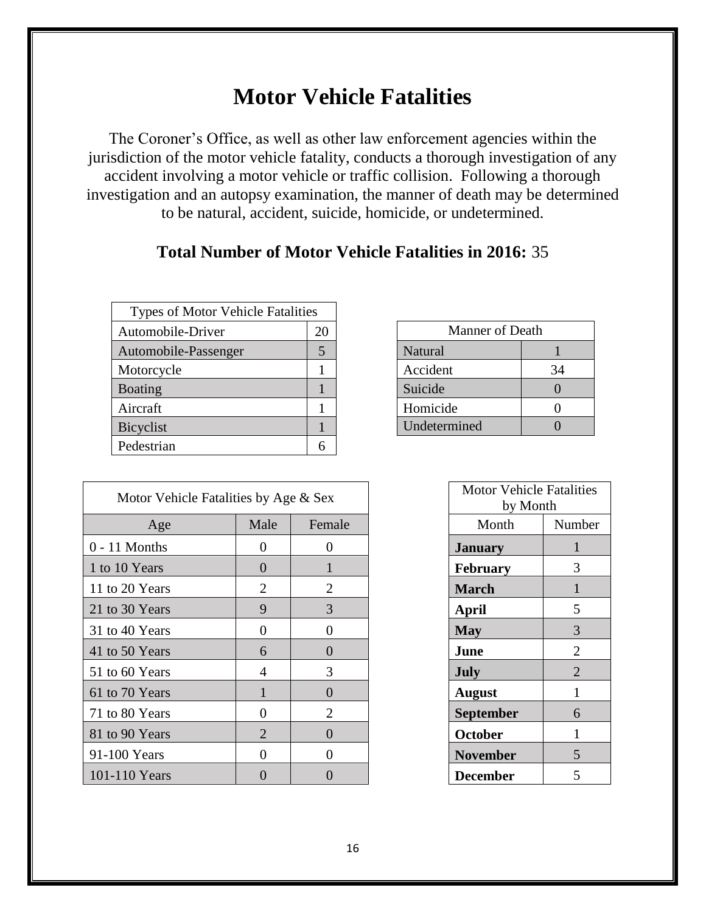# Motor Vehicle Fatalities

The Coroner's Office, as well as other law enforcement agencies within the jurisdiction of the motor vehicle fatality, conducts a thorough investigation of any accident involving a motor vehicle or traffic collision. Following a thorough investigation and an autopsy examination, the manner of death may be determined to be natural, accident, suicide, homicide, or undetermined.

## Total Number of Motor Vehicle Fatalities in 2016: 35

| Types of Motor Vehicle Fatalities | |
|---|---|
| Automobile-Driver | 20 |
| Automobile-Passenger | 5 |
| Motorcycle | 1 |
| Boating | 1 |
| Aircraft | 1 |
| Bicyclist | 1 |
| Pedestrian | 6 |

| Manner of Death | |
|---|---|
| Natural | 1 |
| Accident | 34 |
| Suicide | 0 |
| Homicide | 0 |
| Undetermined | 0 |

| Motor Vehicle Fatalities by Age & Sex | | |
|---|---|---|
| Age | Male | Female |
| 0 - 11 Months | 0 | 0 |
| 1 to 10 Years | 0 | 1 |
| 11 to 20 Years | 2 | 2 |
| 21 to 30 Years | 9 | 3 |
| 31 to 40 Years | 0 | 0 |
| 41 to 50 Years | 6 | 0 |
| 51 to 60 Years | 4 | 3 |
| 61 to 70 Years | 1 | 0 |
| 71 to 80 Years | 0 | 2 |
| 81 to 90 Years | 2 | 0 |
| 91-100 Years | 0 | 0 |
| 101-110 Years | 0 | 0 |

| Motor Vehicle Fatalities by Month | |
|---|---|
| Month | Number |
| **January** | 1 |
| **February** | 3 |
| **March** | 1 |
| **April** | 5 |
| **May** | 3 |
| **June** | 2 |
| **July** | 2 |
| **August** | 1 |
| **September** | 6 |
| **October** | 1 |
| **November** | 5 |
| **December** | 5 |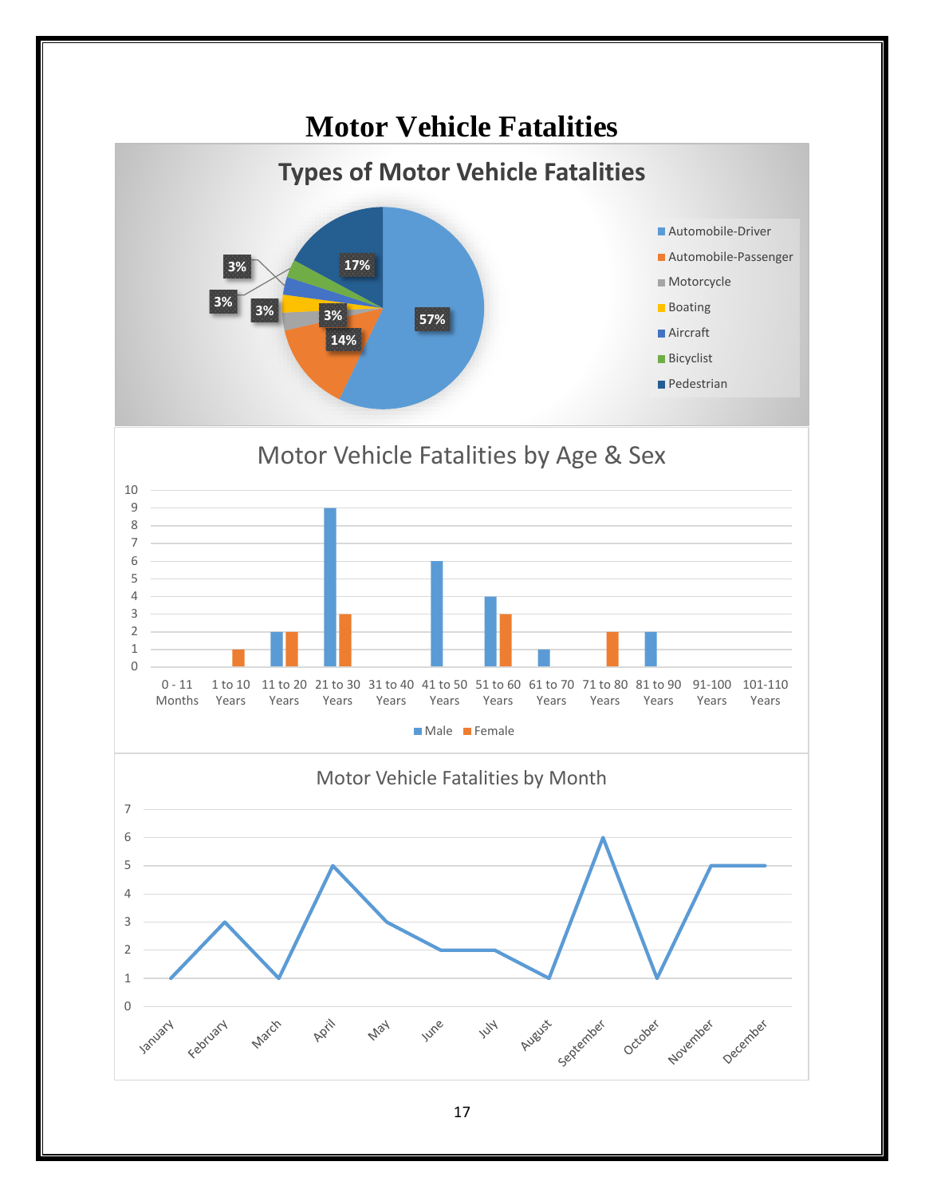# Motor Vehicle Fatalities

## Types of Motor Vehicle Fatalities

| Type | Percentage |
|---|---|
| Automobile-Driver | 57% |
| Automobile-Passenger | 14% |
| Motorcycle | 3% |
| Boating | 3% |
| Aircraft | 3% |
| Bicyclist | 3% |
| Pedestrian | 17% |

## Motor Vehicle Fatalities by Age & Sex

| Age | Male | Female |
|---|---|---|
| 0 - 11 Months | 0 | 0 |
| 1 to 10 Years | 0 | 1 |
| 11 to 20 Years | 2 | 2 |
| 21 to 30 Years | 9 | 3 |
| 31 to 40 Years | 0 | 0 |
| 41 to 50 Years | 6 | 0 |
| 51 to 60 Years | 4 | 3 |
| 61 to 70 Years | 1 | 0 |
| 71 to 80 Years | 0 | 2 |
| 81 to 90 Years | 2 | 0 |
| 91-100 Years | 0 | 0 |
| 101-110 Years | 0 | 0 |

## Motor Vehicle Fatalities by Month

| Month | Fatalities |
|---|---|
| January | 1 |
| February | 3 |
| March | 1 |
| April | 5 |
| May | 3 |
| June | 2 |
| July | 2 |
| August | 1 |
| September | 6 |
| October | 1 |
| November | 5 |
| December | 5 |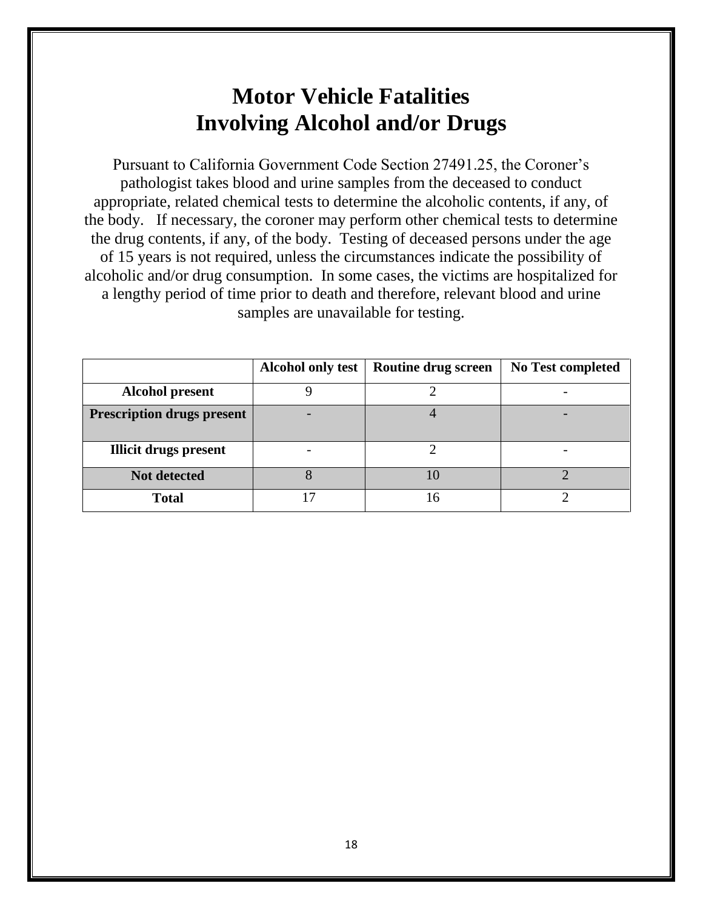# Motor Vehicle Fatalities Involving Alcohol and/or Drugs

Pursuant to California Government Code Section 27491.25, the Coroner's pathologist takes blood and urine samples from the deceased to conduct appropriate, related chemical tests to determine the alcoholic contents, if any, of the body. If necessary, the coroner may perform other chemical tests to determine the drug contents, if any, of the body. Testing of deceased persons under the age of 15 years is not required, unless the circumstances indicate the possibility of alcoholic and/or drug consumption. In some cases, the victims are hospitalized for a lengthy period of time prior to death and therefore, relevant blood and urine samples are unavailable for testing.

| | Alcohol only test | Routine drug screen | No Test completed |
|---|---|---|---|
| **Alcohol present** | 9 | 2 | - |
| **Prescription drugs present** | - | 4 | - |
| **Illicit drugs present** | - | 2 | - |
| **Not detected** | 8 | 10 | 2 |
| **Total** | 17 | 16 | 2 |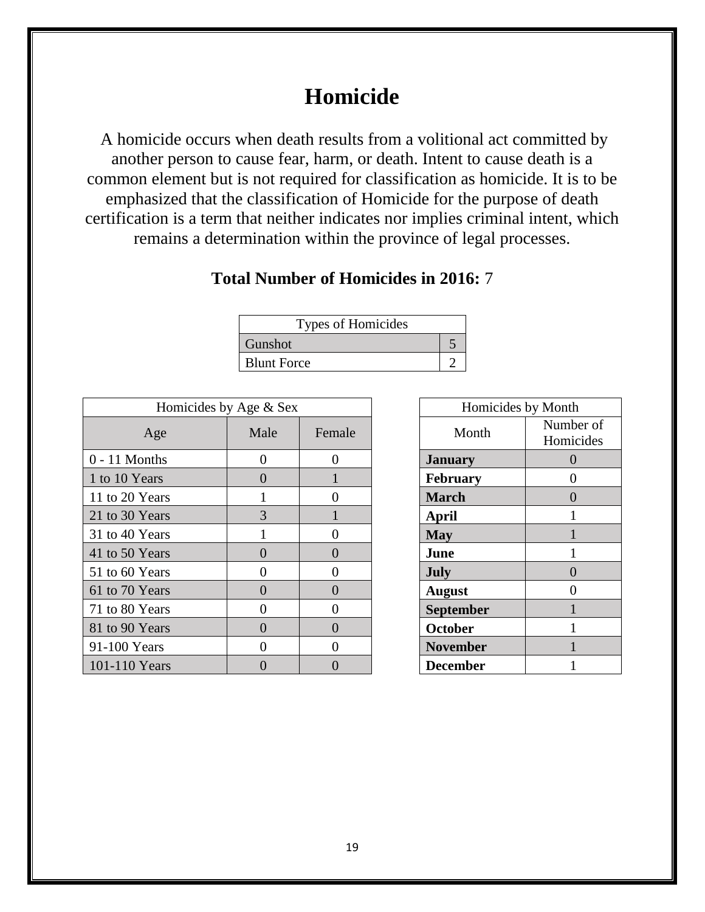# Homicide

A homicide occurs when death results from a volitional act committed by another person to cause fear, harm, or death. Intent to cause death is a common element but is not required for classification as homicide. It is to be emphasized that the classification of Homicide for the purpose of death certification is a term that neither indicates nor implies criminal intent, which remains a determination within the province of legal processes.

**Total Number of Homicides in 2016:** 7

| Types of Homicides | |
|---|---|
| Gunshot | 5 |
| Blunt Force | 2 |

| Homicides by Age & Sex | | |
|---|---|---|
| Age | Male | Female |
| 0 - 11 Months | 0 | 0 |
| 1 to 10 Years | 0 | 1 |
| 11 to 20 Years | 1 | 0 |
| 21 to 30 Years | 3 | 1 |
| 31 to 40 Years | 1 | 0 |
| 41 to 50 Years | 0 | 0 |
| 51 to 60 Years | 0 | 0 |
| 61 to 70 Years | 0 | 0 |
| 71 to 80 Years | 0 | 0 |
| 81 to 90 Years | 0 | 0 |
| 91-100 Years | 0 | 0 |
| 101-110 Years | 0 | 0 |

| Homicides by Month | |
|---|---|
| Month | Number of Homicides |
| **January** | 0 |
| **February** | 0 |
| **March** | 0 |
| **April** | 1 |
| **May** | 1 |
| **June** | 1 |
| **July** | 0 |
| **August** | 0 |
| **September** | 1 |
| **October** | 1 |
| **November** | 1 |
| **December** | 1 |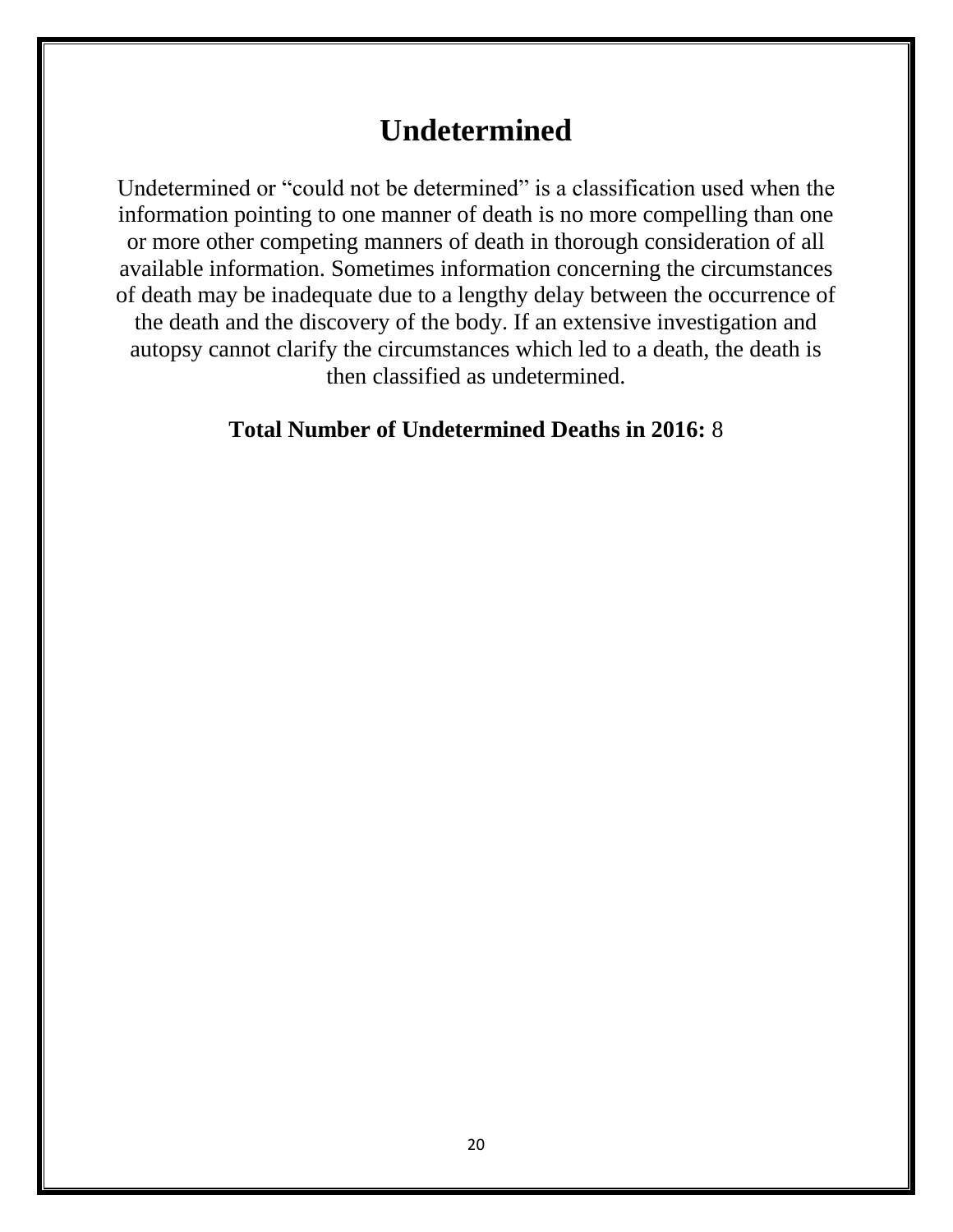# Undetermined

Undetermined or "could not be determined" is a classification used when the information pointing to one manner of death is no more compelling than one or more other competing manners of death in thorough consideration of all available information. Sometimes information concerning the circumstances of death may be inadequate due to a lengthy delay between the occurrence of the death and the discovery of the body. If an extensive investigation and autopsy cannot clarify the circumstances which led to a death, the death is then classified as undetermined.

**Total Number of Undetermined Deaths in 2016:** 8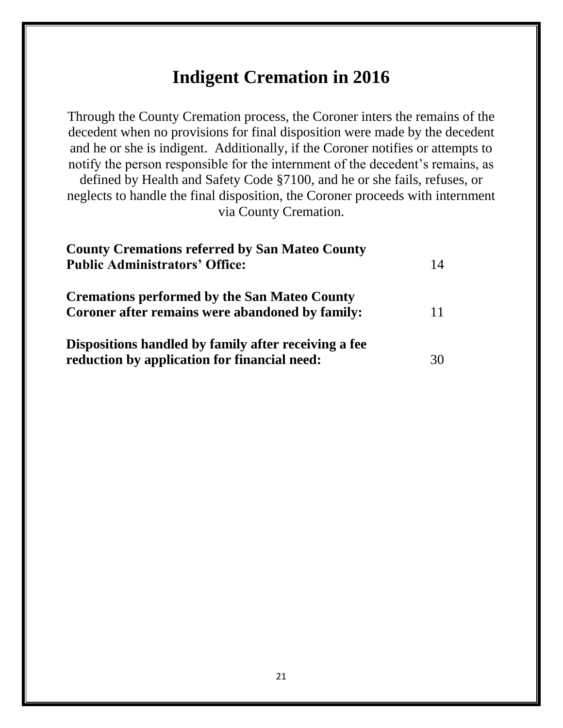# Indigent Cremation in 2016

Through the County Cremation process, the Coroner inters the remains of the decedent when no provisions for final disposition were made by the decedent and he or she is indigent. Additionally, if the Coroner notifies or attempts to notify the person responsible for the internment of the decedent's remains, as defined by Health and Safety Code §7100, and he or she fails, refuses, or neglects to handle the final disposition, the Coroner proceeds with internment via County Cremation.

| | |
|---|---|
| **County Cremations referred by San Mateo County Public Administrators' Office:** | 14 |
| **Cremations performed by the San Mateo County Coroner after remains were abandoned by family:** | 11 |
| **Dispositions handled by family after receiving a fee reduction by application for financial need:** | 30 |